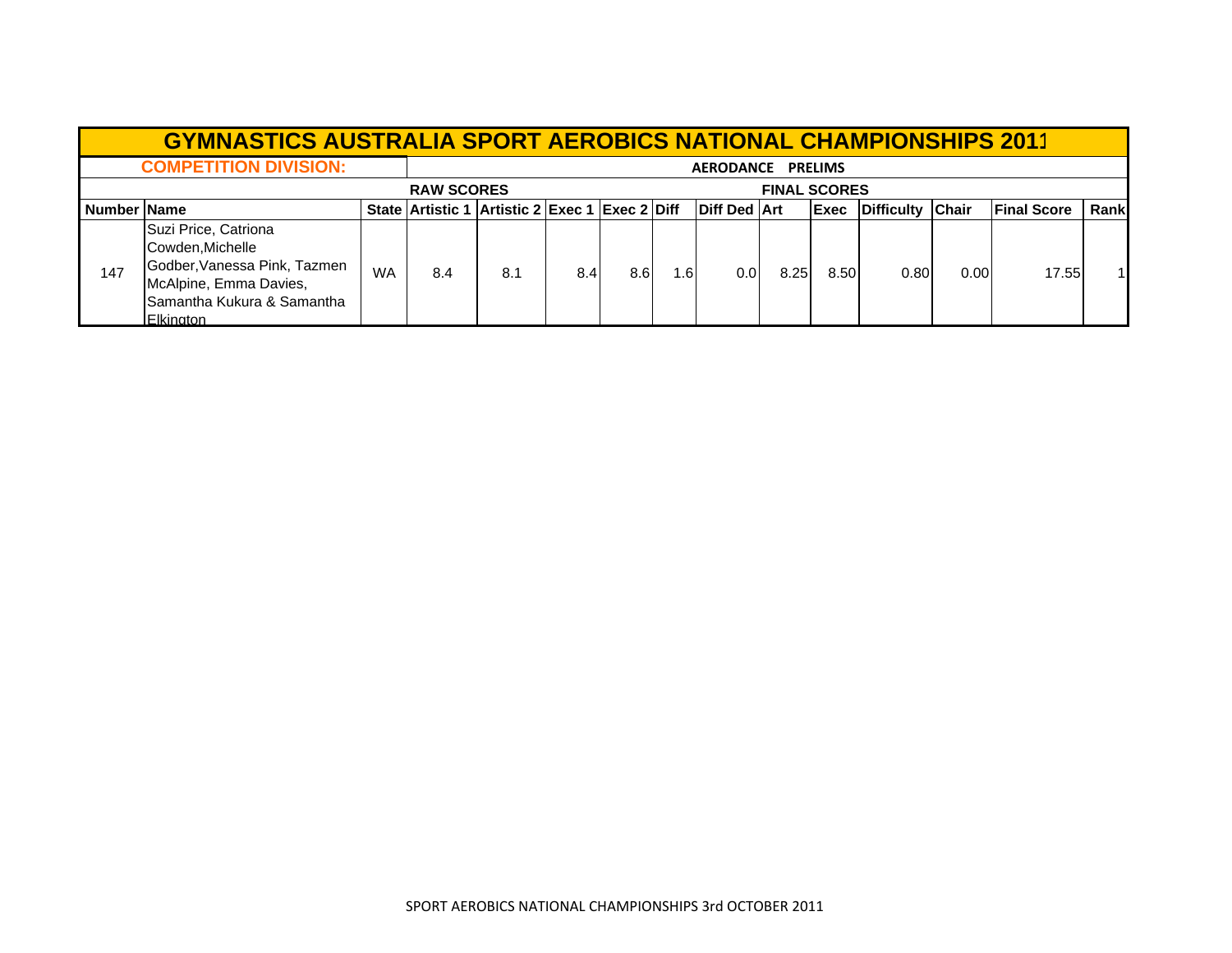# GYMNASTICS AUSTRALIA SPORT AEROBICS NATIONAL CHAMPIONSHIPS 2011

**COMPETITION DIVISION:** AERODANCE PRELIMS

| | | | RAW SCORES | | | | | | FINAL SCORES | | | | | |
|---|---|---|---|---|---|---|---|---|---|---|---|---|---|---|
| **Number** | **Name** | **State** | **Artistic 1** | **Artistic 2** | **Exec 1** | **Exec 2** | **Diff** | **Diff Ded** | **Art** | **Exec** | **Difficulty** | **Chair** | **Final Score** | **Rank** |
| 147 | Suzi Price, Catriona Cowden,Michelle Godber,Vanessa Pink, Tazmen McAlpine, Emma Davies, Samantha Kukura & Samantha Elkington | WA | 8.4 | 8.1 | 8.4 | 8.6 | 1.6 | 0.0 | 8.25 | 8.50 | 0.80 | 0.00 | 17.55 | 1 |

SPORT AEROBICS NATIONAL CHAMPIONSHIPS 3rd OCTOBER 2011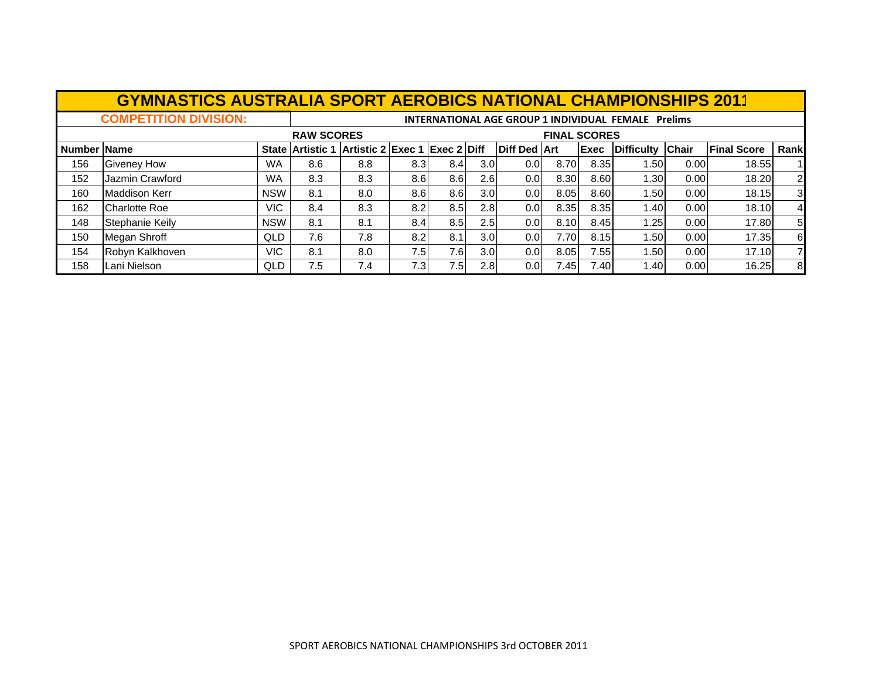# GYMNASTICS AUSTRALIA SPORT AEROBICS NATIONAL CHAMPIONSHIPS 2011

**COMPETITION DIVISION:** **INTERNATIONAL AGE GROUP 1 INDIVIDUAL FEMALE Prelims**

| | | | RAW SCORES | | | | | | FINAL SCORES | | | | | |
|---|---|---|---|---|---|---|---|---|---|---|---|---|---|---|
| **Number** | **Name** | **State** | **Artistic 1** | **Artistic 2** | **Exec 1** | **Exec 2** | **Diff** | **Diff Ded** | **Art** | **Exec** | **Difficulty** | **Chair** | **Final Score** | **Rank** |
| 156 | Giveney How | WA | 8.6 | 8.8 | 8.3 | 8.4 | 3.0 | 0.0 | 8.70 | 8.35 | 1.50 | 0.00 | 18.55 | 1 |
| 152 | Jazmin Crawford | WA | 8.3 | 8.3 | 8.6 | 8.6 | 2.6 | 0.0 | 8.30 | 8.60 | 1.30 | 0.00 | 18.20 | 2 |
| 160 | Maddison Kerr | NSW | 8.1 | 8.0 | 8.6 | 8.6 | 3.0 | 0.0 | 8.05 | 8.60 | 1.50 | 0.00 | 18.15 | 3 |
| 162 | Charlotte Roe | VIC | 8.4 | 8.3 | 8.2 | 8.5 | 2.8 | 0.0 | 8.35 | 8.35 | 1.40 | 0.00 | 18.10 | 4 |
| 148 | Stephanie Keily | NSW | 8.1 | 8.1 | 8.4 | 8.5 | 2.5 | 0.0 | 8.10 | 8.45 | 1.25 | 0.00 | 17.80 | 5 |
| 150 | Megan Shroff | QLD | 7.6 | 7.8 | 8.2 | 8.1 | 3.0 | 0.0 | 7.70 | 8.15 | 1.50 | 0.00 | 17.35 | 6 |
| 154 | Robyn Kalkhoven | VIC | 8.1 | 8.0 | 7.5 | 7.6 | 3.0 | 0.0 | 8.05 | 7.55 | 1.50 | 0.00 | 17.10 | 7 |
| 158 | Lani Nielson | QLD | 7.5 | 7.4 | 7.3 | 7.5 | 2.8 | 0.0 | 7.45 | 7.40 | 1.40 | 0.00 | 16.25 | 8 |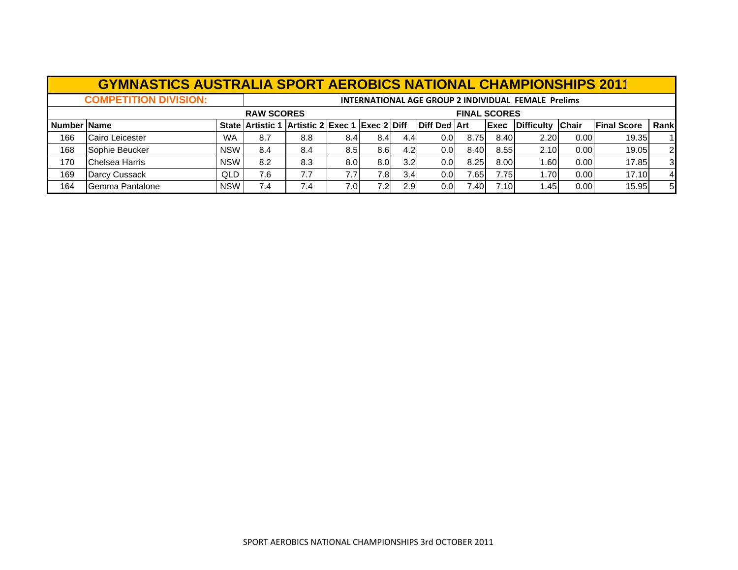# GYMNASTICS AUSTRALIA SPORT AEROBICS NATIONAL CHAMPIONSHIPS 2011

**COMPETITION DIVISION:** INTERNATIONAL AGE GROUP 2 INDIVIDUAL FEMALE Prelims

| | | | RAW SCORES | | | | | | FINAL SCORES | | | | | |
|---|---|---|---|---|---|---|---|---|---|---|---|---|---|---|
| **Number** | **Name** | **State** | **Artistic 1** | **Artistic 2** | **Exec 1** | **Exec 2** | **Diff** | **Diff Ded** | **Art** | **Exec** | **Difficulty** | **Chair** | **Final Score** | **Rank** |
| 166 | Cairo Leicester | WA | 8.7 | 8.8 | 8.4 | 8.4 | 4.4 | 0.0 | 8.75 | 8.40 | 2.20 | 0.00 | 19.35 | 1 |
| 168 | Sophie Beucker | NSW | 8.4 | 8.4 | 8.5 | 8.6 | 4.2 | 0.0 | 8.40 | 8.55 | 2.10 | 0.00 | 19.05 | 2 |
| 170 | Chelsea Harris | NSW | 8.2 | 8.3 | 8.0 | 8.0 | 3.2 | 0.0 | 8.25 | 8.00 | 1.60 | 0.00 | 17.85 | 3 |
| 169 | Darcy Cussack | QLD | 7.6 | 7.7 | 7.7 | 7.8 | 3.4 | 0.0 | 7.65 | 7.75 | 1.70 | 0.00 | 17.10 | 4 |
| 164 | Gemma Pantalone | NSW | 7.4 | 7.4 | 7.0 | 7.2 | 2.9 | 0.0 | 7.40 | 7.10 | 1.45 | 0.00 | 15.95 | 5 |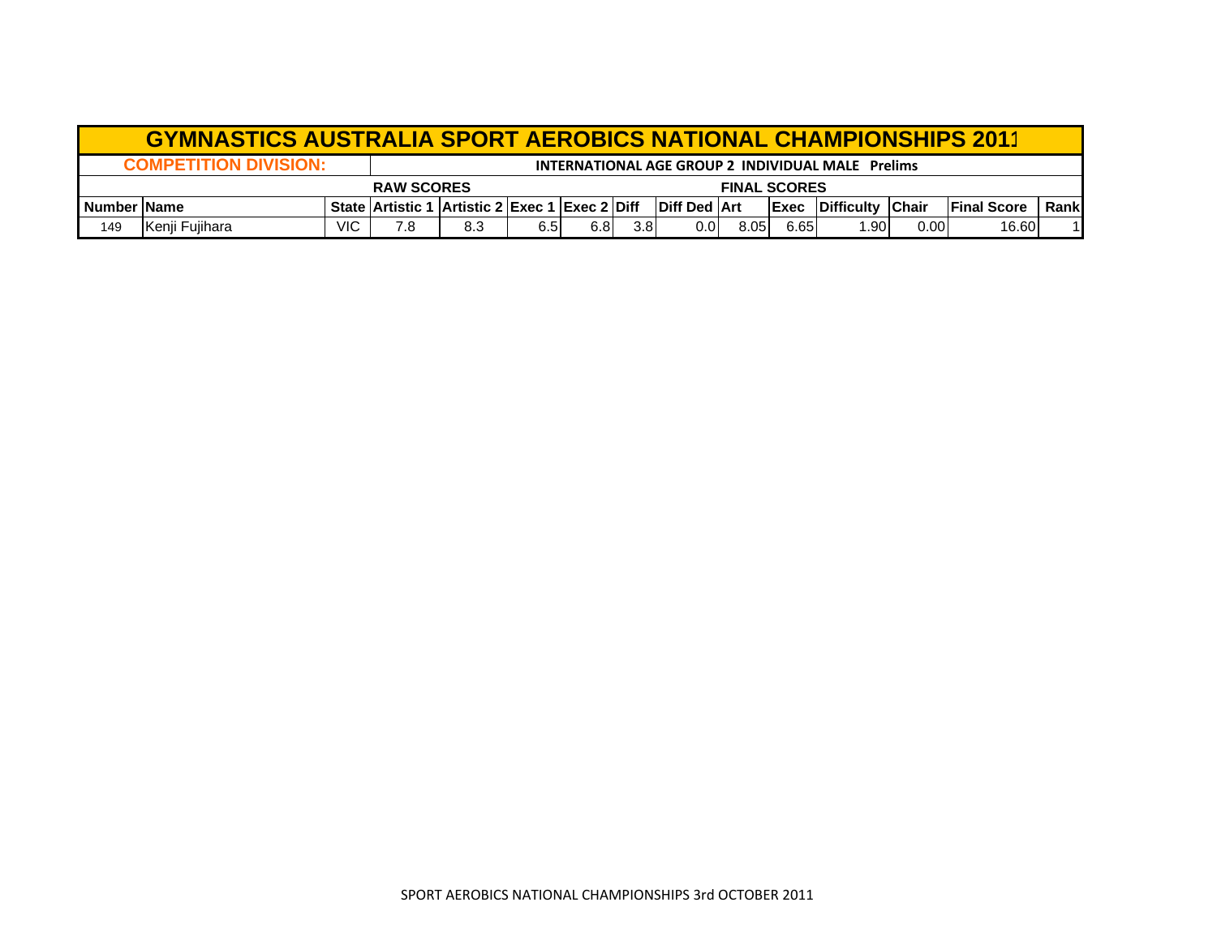# GYMNASTICS AUSTRALIA SPORT AEROBICS NATIONAL CHAMPIONSHIPS 2011

**COMPETITION DIVISION:** INTERNATIONAL AGE GROUP 2 INDIVIDUAL MALE Prelims

| | | | RAW SCORES | | | | | | FINAL SCORES | | | | | |
|---|---|---|---|---|---|---|---|---|---|---|---|---|---|---|
| **Number** | **Name** | **State** | **Artistic 1** | **Artistic 2** | **Exec 1** | **Exec 2** | **Diff** | **Diff Ded** | **Art** | **Exec** | **Difficulty** | **Chair** | **Final Score** | **Rank** |
| 149 | Kenji Fujihara | VIC | 7.8 | 8.3 | 6.5 | 6.8 | 3.8 | 0.0 | 8.05 | 6.65 | 1.90 | 0.00 | 16.60 | 1 |

SPORT AEROBICS NATIONAL CHAMPIONSHIPS 3rd OCTOBER 2011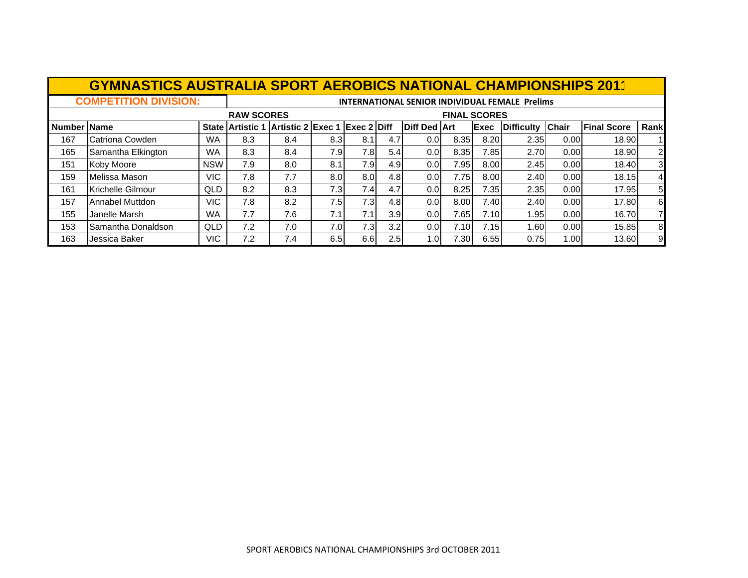# GYMNASTICS AUSTRALIA SPORT AEROBICS NATIONAL CHAMPIONSHIPS 2011

**COMPETITION DIVISION:** **INTERNATIONAL SENIOR INDIVIDUAL FEMALE Prelims**

| | | | RAW SCORES | | | | | | FINAL SCORES | | | | | |
|---|---|---|---|---|---|---|---|---|---|---|---|---|---|---|
| **Number** | **Name** | **State** | **Artistic 1** | **Artistic 2** | **Exec 1** | **Exec 2** | **Diff** | **Diff Ded** | **Art** | **Exec** | **Difficulty** | **Chair** | **Final Score** | **Rank** |
| 167 | Catriona Cowden | WA | 8.3 | 8.4 | 8.3 | 8.1 | 4.7 | 0.0 | 8.35 | 8.20 | 2.35 | 0.00 | 18.90 | 1 |
| 165 | Samantha Elkington | WA | 8.3 | 8.4 | 7.9 | 7.8 | 5.4 | 0.0 | 8.35 | 7.85 | 2.70 | 0.00 | 18.90 | 2 |
| 151 | Koby Moore | NSW | 7.9 | 8.0 | 8.1 | 7.9 | 4.9 | 0.0 | 7.95 | 8.00 | 2.45 | 0.00 | 18.40 | 3 |
| 159 | Melissa Mason | VIC | 7.8 | 7.7 | 8.0 | 8.0 | 4.8 | 0.0 | 7.75 | 8.00 | 2.40 | 0.00 | 18.15 | 4 |
| 161 | Krichelle Gilmour | QLD | 8.2 | 8.3 | 7.3 | 7.4 | 4.7 | 0.0 | 8.25 | 7.35 | 2.35 | 0.00 | 17.95 | 5 |
| 157 | Annabel Muttdon | VIC | 7.8 | 8.2 | 7.5 | 7.3 | 4.8 | 0.0 | 8.00 | 7.40 | 2.40 | 0.00 | 17.80 | 6 |
| 155 | Janelle Marsh | WA | 7.7 | 7.6 | 7.1 | 7.1 | 3.9 | 0.0 | 7.65 | 7.10 | 1.95 | 0.00 | 16.70 | 7 |
| 153 | Samantha Donaldson | QLD | 7.2 | 7.0 | 7.0 | 7.3 | 3.2 | 0.0 | 7.10 | 7.15 | 1.60 | 0.00 | 15.85 | 8 |
| 163 | Jessica Baker | VIC | 7.2 | 7.4 | 6.5 | 6.6 | 2.5 | 1.0 | 7.30 | 6.55 | 0.75 | 1.00 | 13.60 | 9 |

SPORT AEROBICS NATIONAL CHAMPIONSHIPS 3rd OCTOBER 2011